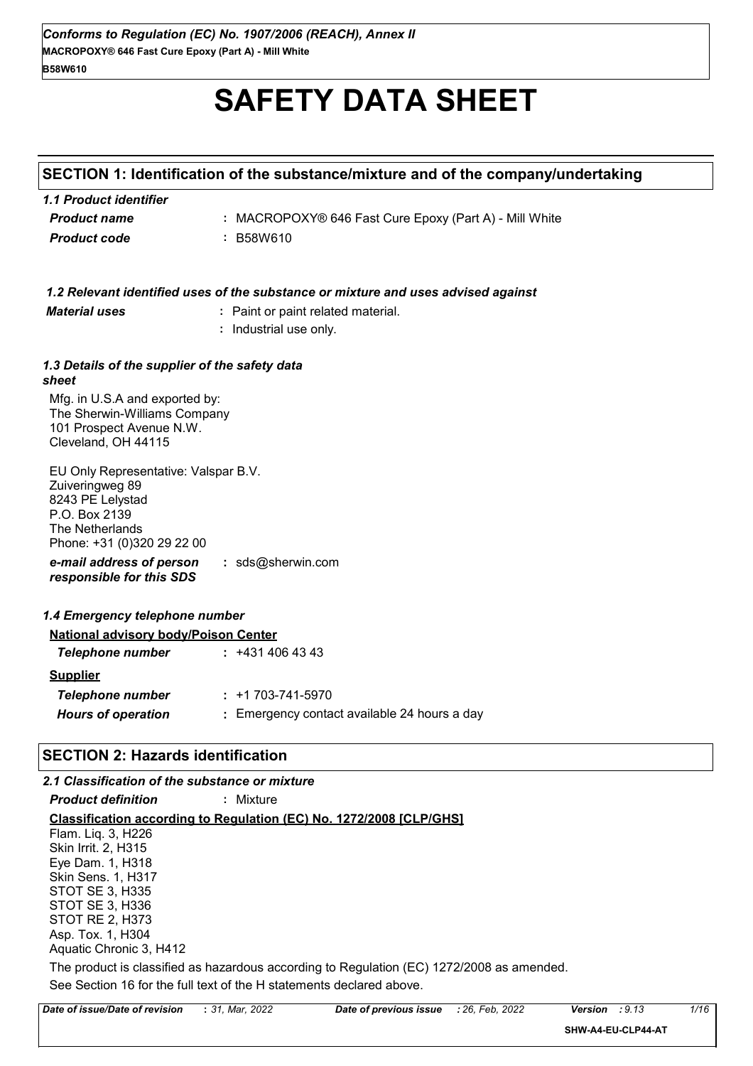# SAFETY DATA SHEET

## SECTION 1: Identification of the substance/mixture and of the company/undertaking

### *1.1 Product identifier*

| | |
|---|---|
| ***Product name*** | : MACROPOXY® 646 Fast Cure Epoxy (Part A) - Mill White |
| ***Product code*** | : B58W610 |

### *1.2 Relevant identified uses of the substance or mixture and uses advised against*

| | |
|---|---|
| ***Material uses*** | : Paint or paint related material. |
| | : Industrial use only. |

### *1.3 Details of the supplier of the safety data sheet*

Mfg. in U.S.A and exported by:
The Sherwin-Williams Company
101 Prospect Avenue N.W.
Cleveland, OH 44115

EU Only Representative: Valspar B.V.
Zuiveringweg 89
8243 PE Lelystad
P.O. Box 2139
The Netherlands
Phone: +31 (0)320 29 22 00

***e-mail address of person responsible for this SDS*** : sds@sherwin.com

### *1.4 Emergency telephone number*

**National advisory body/Poison Center**

| | |
|---|---|
| ***Telephone number*** | : +431 406 43 43 |

**Supplier**

| | |
|---|---|
| ***Telephone number*** | : +1 703-741-5970 |
| ***Hours of operation*** | : Emergency contact available 24 hours a day |

## SECTION 2: Hazards identification

### *2.1 Classification of the substance or mixture*

***Product definition*** : Mixture

**Classification according to Regulation (EC) No. 1272/2008 [CLP/GHS]**

Flam. Liq. 3, H226
Skin Irrit. 2, H315
Eye Dam. 1, H318
Skin Sens. 1, H317
STOT SE 3, H335
STOT SE 3, H336
STOT RE 2, H373
Asp. Tox. 1, H304
Aquatic Chronic 3, H412

The product is classified as hazardous according to Regulation (EC) 1272/2008 as amended.

See Section 16 for the full text of the H statements declared above.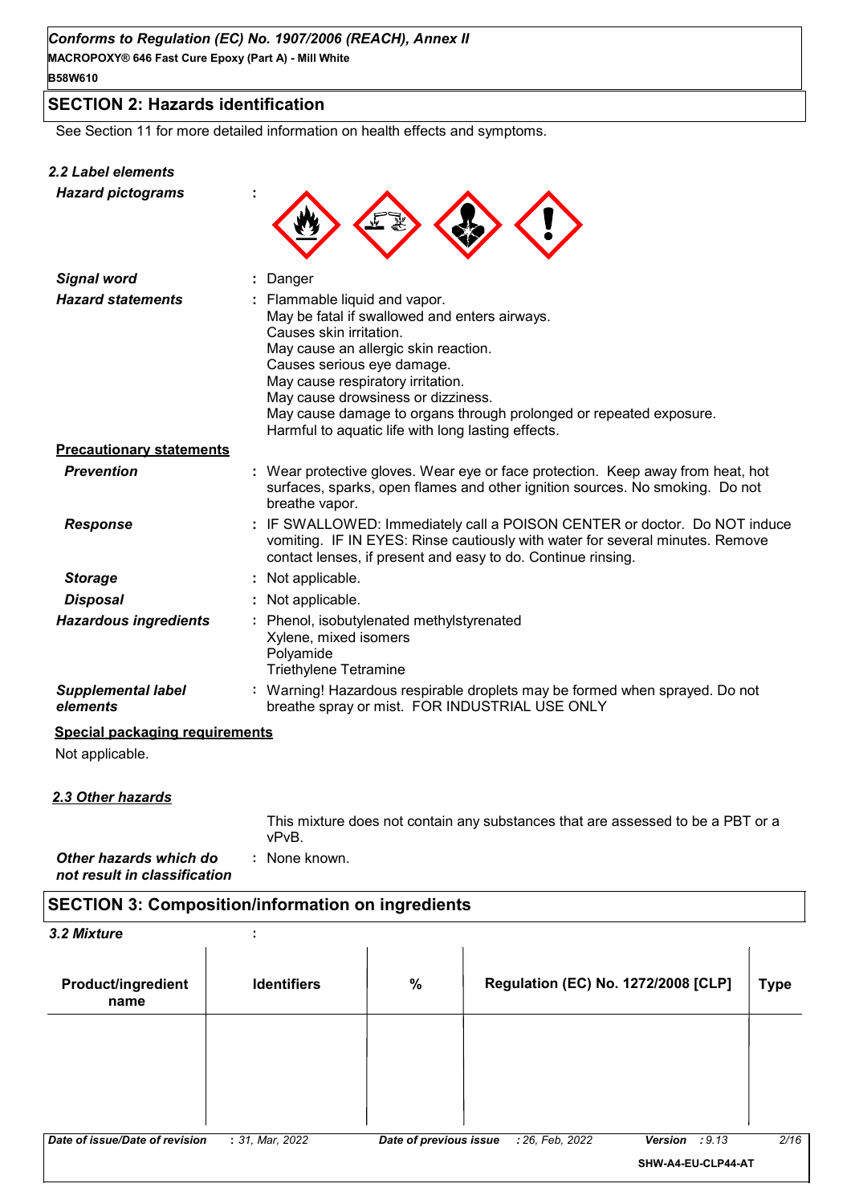## SECTION 2: Hazards identification

See Section 11 for more detailed information on health effects and symptoms.

### 2.2 Label elements

***Hazard pictograms*** :

***Signal word*** : Danger

***Hazard statements*** : Flammable liquid and vapor.
May be fatal if swallowed and enters airways.
Causes skin irritation.
May cause an allergic skin reaction.
Causes serious eye damage.
May cause respiratory irritation.
May cause drowsiness or dizziness.
May cause damage to organs through prolonged or repeated exposure.
Harmful to aquatic life with long lasting effects.

**Precautionary statements**

***Prevention*** : Wear protective gloves. Wear eye or face protection. Keep away from heat, hot surfaces, sparks, open flames and other ignition sources. No smoking. Do not breathe vapor.

***Response*** : IF SWALLOWED: Immediately call a POISON CENTER or doctor. Do NOT induce vomiting. IF IN EYES: Rinse cautiously with water for several minutes. Remove contact lenses, if present and easy to do. Continue rinsing.

***Storage*** : Not applicable.

***Disposal*** : Not applicable.

***Hazardous ingredients*** : Phenol, isobutylenated methylstyrenated
Xylene, mixed isomers
Polyamide
Triethylene Tetramine

***Supplemental label elements*** : Warning! Hazardous respirable droplets may be formed when sprayed. Do not breathe spray or mist. FOR INDUSTRIAL USE ONLY

**Special packaging requirements**

Not applicable.

### 2.3 Other hazards

This mixture does not contain any substances that are assessed to be a PBT or a vPvB.

***Other hazards which do not result in classification*** : None known.

## SECTION 3: Composition/information on ingredients

### 3.2 Mixture :

| Product/ingredient name | Identifiers | % | Regulation (EC) No. 1272/2008 [CLP] | Type |
|---|---|---|---|---|
| | | | | |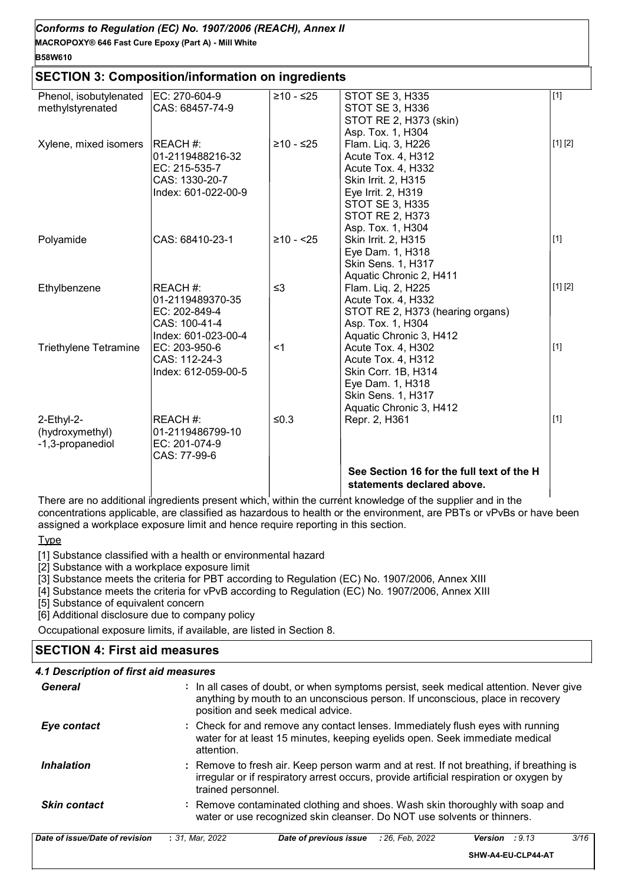## SECTION 3: Composition/information on ingredients

| | | | | |
|---|---|---|---|---|
| Phenol, isobutylenated methylstyrenated | EC: 270-604-9<br>CAS: 68457-74-9 | ≥10 - ≤25 | STOT SE 3, H335<br>STOT SE 3, H336<br>STOT RE 2, H373 (skin)<br>Asp. Tox. 1, H304 | [1] |
| Xylene, mixed isomers | REACH #: 01-2119488216-32<br>EC: 215-535-7<br>CAS: 1330-20-7<br>Index: 601-022-00-9 | ≥10 - ≤25 | Flam. Liq. 3, H226<br>Acute Tox. 4, H312<br>Acute Tox. 4, H332<br>Skin Irrit. 2, H315<br>Eye Irrit. 2, H319<br>STOT SE 3, H335<br>STOT RE 2, H373<br>Asp. Tox. 1, H304 | [1] [2] |
| Polyamide | CAS: 68410-23-1 | ≥10 - <25 | Skin Irrit. 2, H315<br>Eye Dam. 1, H318<br>Skin Sens. 1, H317<br>Aquatic Chronic 2, H411 | [1] |
| Ethylbenzene | REACH #: 01-2119489370-35<br>EC: 202-849-4<br>CAS: 100-41-4<br>Index: 601-023-00-4 | ≤3 | Flam. Liq. 2, H225<br>Acute Tox. 4, H332<br>STOT RE 2, H373 (hearing organs)<br>Asp. Tox. 1, H304<br>Aquatic Chronic 3, H412 | [1] [2] |
| Triethylene Tetramine | EC: 203-950-6<br>CAS: 112-24-3<br>Index: 612-059-00-5 | <1 | Acute Tox. 4, H302<br>Acute Tox. 4, H312<br>Skin Corr. 1B, H314<br>Eye Dam. 1, H318<br>Skin Sens. 1, H317<br>Aquatic Chronic 3, H412 | [1] |
| 2-Ethyl-2-(hydroxymethyl)-1,3-propanediol | REACH #: 01-2119486799-10<br>EC: 201-074-9<br>CAS: 77-99-6 | ≤0.3 | Repr. 2, H361 | [1] |
| | | | **See Section 16 for the full text of the H statements declared above.** | |

There are no additional ingredients present which, within the current knowledge of the supplier and in the concentrations applicable, are classified as hazardous to health or the environment, are PBTs or vPvBs or have been assigned a workplace exposure limit and hence require reporting in this section.

Type

[1] Substance classified with a health or environmental hazard
[2] Substance with a workplace exposure limit
[3] Substance meets the criteria for PBT according to Regulation (EC) No. 1907/2006, Annex XIII
[4] Substance meets the criteria for vPvB according to Regulation (EC) No. 1907/2006, Annex XIII
[5] Substance of equivalent concern
[6] Additional disclosure due to company policy

Occupational exposure limits, if available, are listed in Section 8.

## SECTION 4: First aid measures

### 4.1 Description of first aid measures

***General*** : In all cases of doubt, or when symptoms persist, seek medical attention. Never give anything by mouth to an unconscious person. If unconscious, place in recovery position and seek medical advice.

***Eye contact*** : Check for and remove any contact lenses. Immediately flush eyes with running water for at least 15 minutes, keeping eyelids open. Seek immediate medical attention.

***Inhalation*** : Remove to fresh air. Keep person warm and at rest. If not breathing, if breathing is irregular or if respiratory arrest occurs, provide artificial respiration or oxygen by trained personnel.

***Skin contact*** : Remove contaminated clothing and shoes. Wash skin thoroughly with soap and water or use recognized skin cleanser. Do NOT use solvents or thinners.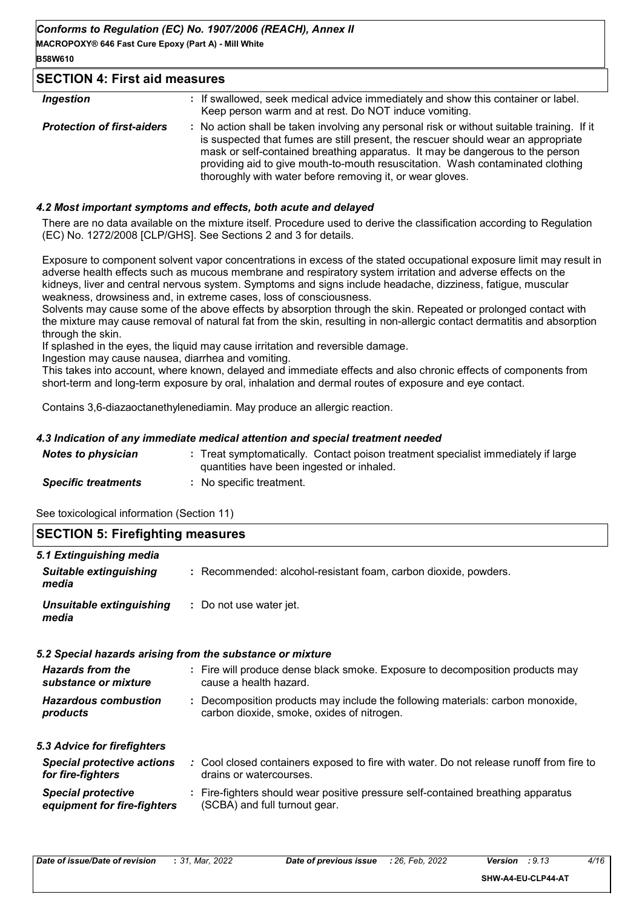## SECTION 4: First aid measures

| | |
|---|---|
| ***Ingestion*** | : If swallowed, seek medical advice immediately and show this container or label. Keep person warm and at rest. Do NOT induce vomiting. |
| ***Protection of first-aiders*** | : No action shall be taken involving any personal risk or without suitable training. If it is suspected that fumes are still present, the rescuer should wear an appropriate mask or self-contained breathing apparatus. It may be dangerous to the person providing aid to give mouth-to-mouth resuscitation. Wash contaminated clothing thoroughly with water before removing it, or wear gloves. |

### *4.2 Most important symptoms and effects, both acute and delayed*

There are no data available on the mixture itself. Procedure used to derive the classification according to Regulation (EC) No. 1272/2008 [CLP/GHS]. See Sections 2 and 3 for details.

Exposure to component solvent vapor concentrations in excess of the stated occupational exposure limit may result in adverse health effects such as mucous membrane and respiratory system irritation and adverse effects on the kidneys, liver and central nervous system. Symptoms and signs include headache, dizziness, fatigue, muscular weakness, drowsiness and, in extreme cases, loss of consciousness.
Solvents may cause some of the above effects by absorption through the skin. Repeated or prolonged contact with the mixture may cause removal of natural fat from the skin, resulting in non-allergic contact dermatitis and absorption through the skin.
If splashed in the eyes, the liquid may cause irritation and reversible damage.
Ingestion may cause nausea, diarrhea and vomiting.
This takes into account, where known, delayed and immediate effects and also chronic effects of components from short-term and long-term exposure by oral, inhalation and dermal routes of exposure and eye contact.

Contains 3,6-diazaoctanethylenediamin. May produce an allergic reaction.

### *4.3 Indication of any immediate medical attention and special treatment needed*

| | |
|---|---|
| ***Notes to physician*** | : Treat symptomatically. Contact poison treatment specialist immediately if large quantities have been ingested or inhaled. |
| ***Specific treatments*** | : No specific treatment. |

See toxicological information (Section 11)

## SECTION 5: Firefighting measures

### *5.1 Extinguishing media*

| | |
|---|---|
| ***Suitable extinguishing media*** | : Recommended: alcohol-resistant foam, carbon dioxide, powders. |
| ***Unsuitable extinguishing media*** | : Do not use water jet. |

### *5.2 Special hazards arising from the substance or mixture*

| | |
|---|---|
| ***Hazards from the substance or mixture*** | : Fire will produce dense black smoke. Exposure to decomposition products may cause a health hazard. |
| ***Hazardous combustion products*** | : Decomposition products may include the following materials: carbon monoxide, carbon dioxide, smoke, oxides of nitrogen. |

### *5.3 Advice for firefighters*

| | |
|---|---|
| ***Special protective actions for fire-fighters*** | : Cool closed containers exposed to fire with water. Do not release runoff from fire to drains or watercourses. |
| ***Special protective equipment for fire-fighters*** | : Fire-fighters should wear positive pressure self-contained breathing apparatus (SCBA) and full turnout gear. |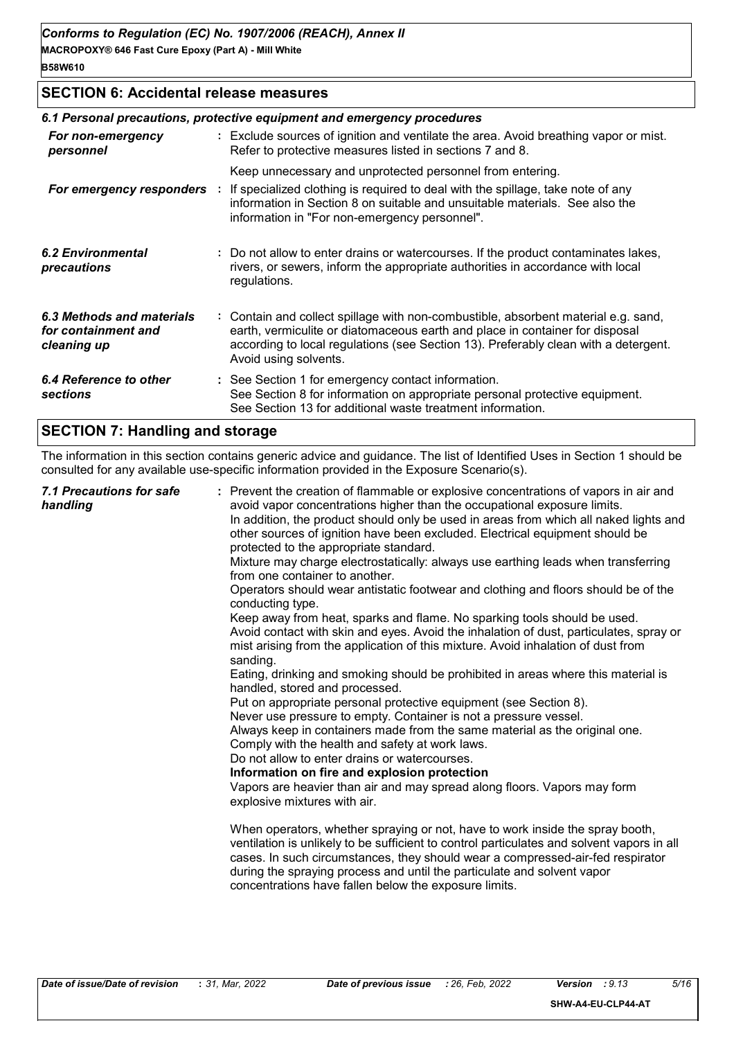## SECTION 6: Accidental release measures

### 6.1 Personal precautions, protective equipment and emergency procedures

**For non-emergency personnel** : Exclude sources of ignition and ventilate the area. Avoid breathing vapor or mist. Refer to protective measures listed in sections 7 and 8.

Keep unnecessary and unprotected personnel from entering.

**For emergency responders** : If specialized clothing is required to deal with the spillage, take note of any information in Section 8 on suitable and unsuitable materials. See also the information in "For non-emergency personnel".

**6.2 Environmental precautions** : Do not allow to enter drains or watercourses. If the product contaminates lakes, rivers, or sewers, inform the appropriate authorities in accordance with local regulations.

**6.3 Methods and materials for containment and cleaning up** : Contain and collect spillage with non-combustible, absorbent material e.g. sand, earth, vermiculite or diatomaceous earth and place in container for disposal according to local regulations (see Section 13). Preferably clean with a detergent. Avoid using solvents.

**6.4 Reference to other sections** : See Section 1 for emergency contact information.
See Section 8 for information on appropriate personal protective equipment.
See Section 13 for additional waste treatment information.

## SECTION 7: Handling and storage

The information in this section contains generic advice and guidance. The list of Identified Uses in Section 1 should be consulted for any available use-specific information provided in the Exposure Scenario(s).

**7.1 Precautions for safe handling** : Prevent the creation of flammable or explosive concentrations of vapors in air and avoid vapor concentrations higher than the occupational exposure limits.
In addition, the product should only be used in areas from which all naked lights and other sources of ignition have been excluded. Electrical equipment should be protected to the appropriate standard.
Mixture may charge electrostatically: always use earthing leads when transferring from one container to another.
Operators should wear antistatic footwear and clothing and floors should be of the conducting type.
Keep away from heat, sparks and flame. No sparking tools should be used.
Avoid contact with skin and eyes. Avoid the inhalation of dust, particulates, spray or mist arising from the application of this mixture. Avoid inhalation of dust from sanding.
Eating, drinking and smoking should be prohibited in areas where this material is handled, stored and processed.
Put on appropriate personal protective equipment (see Section 8).
Never use pressure to empty. Container is not a pressure vessel.
Always keep in containers made from the same material as the original one.
Comply with the health and safety at work laws.
Do not allow to enter drains or watercourses.
**Information on fire and explosion protection**
Vapors are heavier than air and may spread along floors. Vapors may form explosive mixtures with air.

When operators, whether spraying or not, have to work inside the spray booth, ventilation is unlikely to be sufficient to control particulates and solvent vapors in all cases. In such circumstances, they should wear a compressed-air-fed respirator during the spraying process and until the particulate and solvent vapor concentrations have fallen below the exposure limits.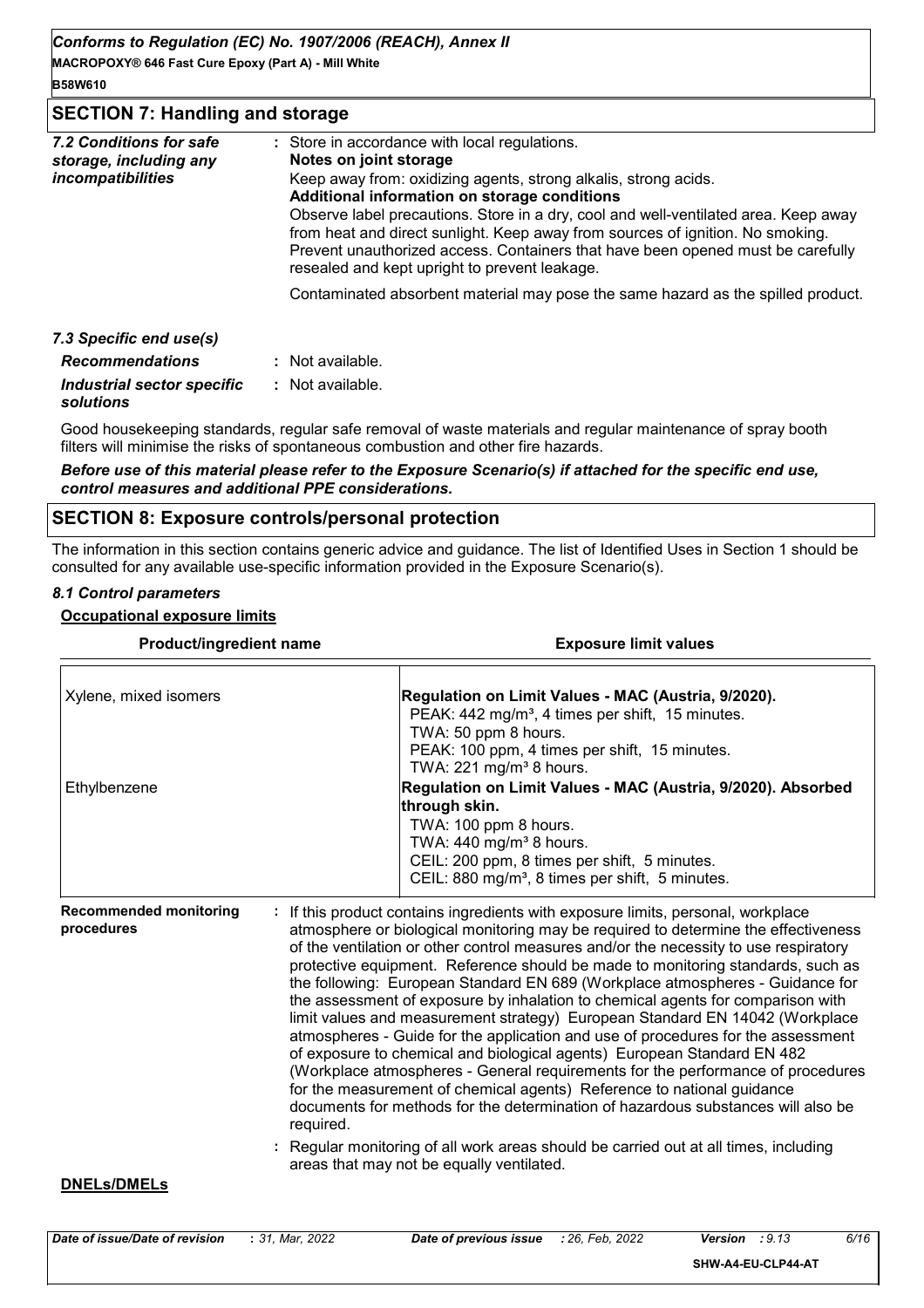## SECTION 7: Handling and storage

| | |
|---|---|
| ***7.2 Conditions for safe storage, including any incompatibilities*** | : Store in accordance with local regulations.<br>**Notes on joint storage**<br>Keep away from: oxidizing agents, strong alkalis, strong acids.<br>**Additional information on storage conditions**<br>Observe label precautions. Store in a dry, cool and well-ventilated area. Keep away from heat and direct sunlight. Keep away from sources of ignition. No smoking. Prevent unauthorized access. Containers that have been opened must be carefully resealed and kept upright to prevent leakage.<br><br>Contaminated absorbent material may pose the same hazard as the spilled product. |

***7.3 Specific end use(s)***

| | |
|---|---|
| ***Recommendations*** | : Not available. |
| ***Industrial sector specific solutions*** | : Not available. |

Good housekeeping standards, regular safe removal of waste materials and regular maintenance of spray booth filters will minimise the risks of spontaneous combustion and other fire hazards.

***Before use of this material please refer to the Exposure Scenario(s) if attached for the specific end use, control measures and additional PPE considerations.***

## SECTION 8: Exposure controls/personal protection

The information in this section contains generic advice and guidance. The list of Identified Uses in Section 1 should be consulted for any available use-specific information provided in the Exposure Scenario(s).

***8.1 Control parameters***

**Occupational exposure limits**

| Product/ingredient name | Exposure limit values |
|---|---|
| Xylene, mixed isomers | **Regulation on Limit Values - MAC (Austria, 9/2020).**<br>PEAK: 442 mg/m³, 4 times per shift, 15 minutes.<br>TWA: 50 ppm 8 hours.<br>PEAK: 100 ppm, 4 times per shift, 15 minutes.<br>TWA: 221 mg/m³ 8 hours. |
| Ethylbenzene | **Regulation on Limit Values - MAC (Austria, 9/2020). Absorbed through skin.**<br>TWA: 100 ppm 8 hours.<br>TWA: 440 mg/m³ 8 hours.<br>CEIL: 200 ppm, 8 times per shift, 5 minutes.<br>CEIL: 880 mg/m³, 8 times per shift, 5 minutes. |

| | |
|---|---|
| **Recommended monitoring procedures** | : If this product contains ingredients with exposure limits, personal, workplace atmosphere or biological monitoring may be required to determine the effectiveness of the ventilation or other control measures and/or the necessity to use respiratory protective equipment. Reference should be made to monitoring standards, such as the following: European Standard EN 689 (Workplace atmospheres - Guidance for the assessment of exposure by inhalation to chemical agents for comparison with limit values and measurement strategy) European Standard EN 14042 (Workplace atmospheres - Guide for the application and use of procedures for the assessment of exposure to chemical and biological agents) European Standard EN 482 (Workplace atmospheres - General requirements for the performance of procedures for the measurement of chemical agents) Reference to national guidance documents for methods for the determination of hazardous substances will also be required. |
| | : Regular monitoring of all work areas should be carried out at all times, including areas that may not be equally ventilated. |

**DNELs/DMELs**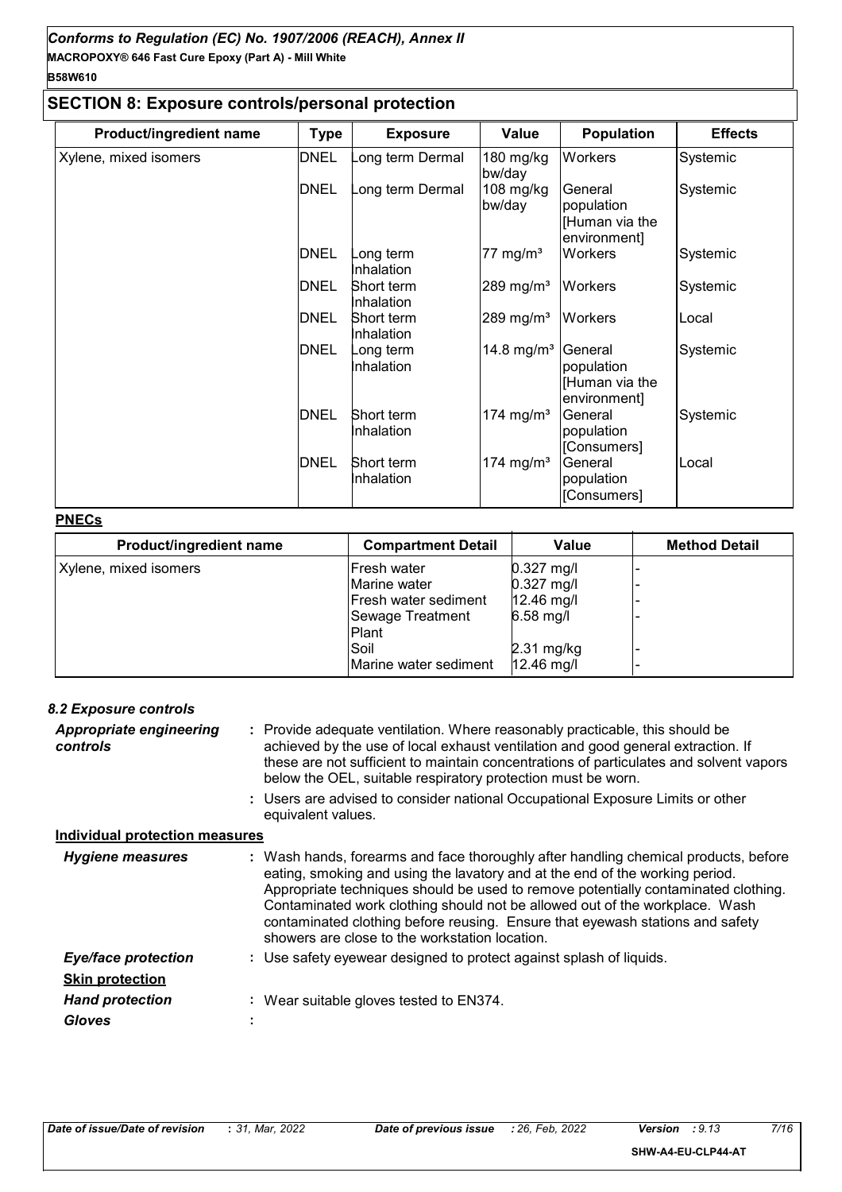## SECTION 8: Exposure controls/personal protection

| Product/ingredient name | Type | Exposure | Value | Population | Effects |
|---|---|---|---|---|---|
| Xylene, mixed isomers | DNEL | Long term Dermal | 180 mg/kg bw/day | Workers | Systemic |
| | DNEL | Long term Dermal | 108 mg/kg bw/day | General population [Human via the environment] | Systemic |
| | DNEL | Long term Inhalation | 77 mg/m³ | Workers | Systemic |
| | DNEL | Short term Inhalation | 289 mg/m³ | Workers | Systemic |
| | DNEL | Short term Inhalation | 289 mg/m³ | Workers | Local |
| | DNEL | Long term Inhalation | 14.8 mg/m³ | General population [Human via the environment] | Systemic |
| | DNEL | Short term Inhalation | 174 mg/m³ | General population [Consumers] | Systemic |
| | DNEL | Short term Inhalation | 174 mg/m³ | General population [Consumers] | Local |

**PNECs**

| Product/ingredient name | Compartment Detail | Value | Method Detail |
|---|---|---|---|
| Xylene, mixed isomers | Fresh water | 0.327 mg/l | - |
| | Marine water | 0.327 mg/l | - |
| | Fresh water sediment | 12.46 mg/l | - |
| | Sewage Treatment Plant | 6.58 mg/l | - |
| | Soil | 2.31 mg/kg | - |
| | Marine water sediment | 12.46 mg/l | - |

### 8.2 Exposure controls

***Appropriate engineering controls*** : Provide adequate ventilation. Where reasonably practicable, this should be achieved by the use of local exhaust ventilation and good general extraction. If these are not sufficient to maintain concentrations of particulates and solvent vapors below the OEL, suitable respiratory protection must be worn.

: Users are advised to consider national Occupational Exposure Limits or other equivalent values.

**Individual protection measures**

***Hygiene measures*** : Wash hands, forearms and face thoroughly after handling chemical products, before eating, smoking and using the lavatory and at the end of the working period. Appropriate techniques should be used to remove potentially contaminated clothing. Contaminated work clothing should not be allowed out of the workplace. Wash contaminated clothing before reusing. Ensure that eyewash stations and safety showers are close to the workstation location.

***Eye/face protection*** : Use safety eyewear designed to protect against splash of liquids.

**Skin protection**

***Hand protection*** : Wear suitable gloves tested to EN374.

***Gloves*** :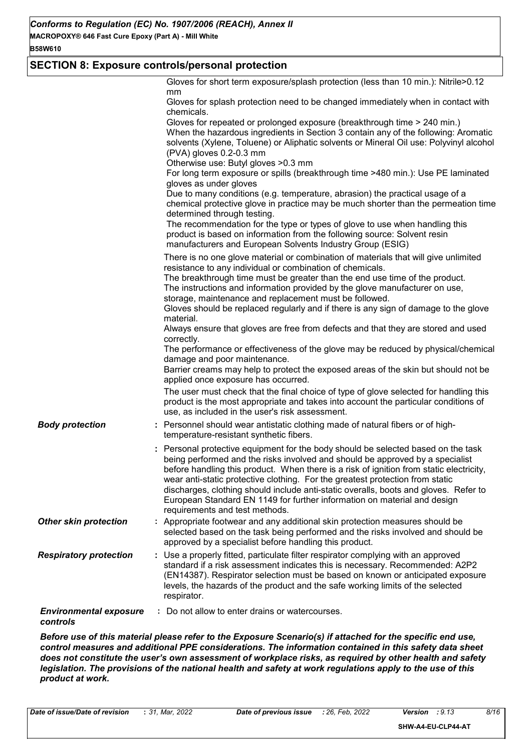## SECTION 8: Exposure controls/personal protection

Gloves for short term exposure/splash protection (less than 10 min.): Nitrile>0.12 mm
Gloves for splash protection need to be changed immediately when in contact with chemicals.
Gloves for repeated or prolonged exposure (breakthrough time > 240 min.)
When the hazardous ingredients in Section 3 contain any of the following: Aromatic solvents (Xylene, Toluene) or Aliphatic solvents or Mineral Oil use: Polyvinyl alcohol (PVA) gloves 0.2-0.3 mm
Otherwise use: Butyl gloves >0.3 mm
For long term exposure or spills (breakthrough time >480 min.): Use PE laminated gloves as under gloves
Due to many conditions (e.g. temperature, abrasion) the practical usage of a chemical protective glove in practice may be much shorter than the permeation time determined through testing.
The recommendation for the type or types of glove to use when handling this product is based on information from the following source: Solvent resin manufacturers and European Solvents Industry Group (ESIG)

There is no one glove material or combination of materials that will give unlimited resistance to any individual or combination of chemicals.
The breakthrough time must be greater than the end use time of the product.
The instructions and information provided by the glove manufacturer on use, storage, maintenance and replacement must be followed.
Gloves should be replaced regularly and if there is any sign of damage to the glove material.
Always ensure that gloves are free from defects and that they are stored and used correctly.
The performance or effectiveness of the glove may be reduced by physical/chemical damage and poor maintenance.
Barrier creams may help to protect the exposed areas of the skin but should not be applied once exposure has occurred.

The user must check that the final choice of type of glove selected for handling this product is the most appropriate and takes into account the particular conditions of use, as included in the user's risk assessment.

***Body protection*** : Personnel should wear antistatic clothing made of natural fibers or of high-temperature-resistant synthetic fibers.

: Personal protective equipment for the body should be selected based on the task being performed and the risks involved and should be approved by a specialist before handling this product. When there is a risk of ignition from static electricity, wear anti-static protective clothing. For the greatest protection from static discharges, clothing should include anti-static overalls, boots and gloves. Refer to European Standard EN 1149 for further information on material and design requirements and test methods.

***Other skin protection*** : Appropriate footwear and any additional skin protection measures should be selected based on the task being performed and the risks involved and should be approved by a specialist before handling this product.

***Respiratory protection*** : Use a properly fitted, particulate filter respirator complying with an approved standard if a risk assessment indicates this is necessary. Recommended: A2P2 (EN14387). Respirator selection must be based on known or anticipated exposure levels, the hazards of the product and the safe working limits of the selected respirator.

***Environmental exposure controls*** : Do not allow to enter drains or watercourses.

***Before use of this material please refer to the Exposure Scenario(s) if attached for the specific end use, control measures and additional PPE considerations. The information contained in this safety data sheet does not constitute the user's own assessment of workplace risks, as required by other health and safety legislation. The provisions of the national health and safety at work regulations apply to the use of this product at work.***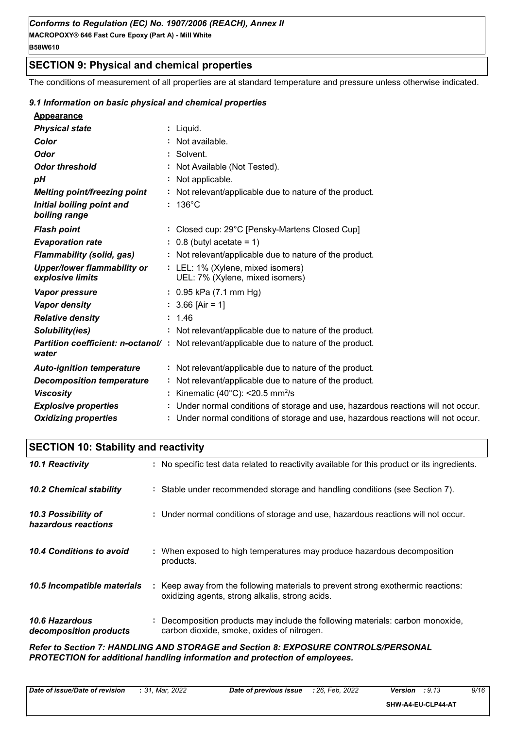## SECTION 9: Physical and chemical properties

The conditions of measurement of all properties are at standard temperature and pressure unless otherwise indicated.

### *9.1 Information on basic physical and chemical properties*

**Appearance**

| Property | Value |
|---|---|
| ***Physical state*** | Liquid. |
| ***Color*** | Not available. |
| ***Odor*** | Solvent. |
| ***Odor threshold*** | Not Available (Not Tested). |
| ***pH*** | Not applicable. |
| ***Melting point/freezing point*** | Not relevant/applicable due to nature of the product. |
| ***Initial boiling point and boiling range*** | 136°C |
| ***Flash point*** | Closed cup: 29°C [Pensky-Martens Closed Cup] |
| ***Evaporation rate*** | 0.8 (butyl acetate = 1) |
| ***Flammability (solid, gas)*** | Not relevant/applicable due to nature of the product. |
| ***Upper/lower flammability or explosive limits*** | LEL: 1% (Xylene, mixed isomers) UEL: 7% (Xylene, mixed isomers) |
| ***Vapor pressure*** | 0.95 kPa (7.1 mm Hg) |
| ***Vapor density*** | 3.66 [Air = 1] |
| ***Relative density*** | 1.46 |
| ***Solubility(ies)*** | Not relevant/applicable due to nature of the product. |
| ***Partition coefficient: n-octanol/ water*** | Not relevant/applicable due to nature of the product. |
| ***Auto-ignition temperature*** | Not relevant/applicable due to nature of the product. |
| ***Decomposition temperature*** | Not relevant/applicable due to nature of the product. |
| ***Viscosity*** | Kinematic (40°C): <20.5 $mm^2/s$ |
| ***Explosive properties*** | Under normal conditions of storage and use, hazardous reactions will not occur. |
| ***Oxidizing properties*** | Under normal conditions of storage and use, hazardous reactions will not occur. |

## SECTION 10: Stability and reactivity

| Item | Information |
|---|---|
| ***10.1 Reactivity*** | No specific test data related to reactivity available for this product or its ingredients. |
| ***10.2 Chemical stability*** | Stable under recommended storage and handling conditions (see Section 7). |
| ***10.3 Possibility of hazardous reactions*** | Under normal conditions of storage and use, hazardous reactions will not occur. |
| ***10.4 Conditions to avoid*** | When exposed to high temperatures may produce hazardous decomposition products. |
| ***10.5 Incompatible materials*** | Keep away from the following materials to prevent strong exothermic reactions: oxidizing agents, strong alkalis, strong acids. |
| ***10.6 Hazardous decomposition products*** | Decomposition products may include the following materials: carbon monoxide, carbon dioxide, smoke, oxides of nitrogen. |

***Refer to Section 7: HANDLING AND STORAGE and Section 8: EXPOSURE CONTROLS/PERSONAL PROTECTION for additional handling information and protection of employees.***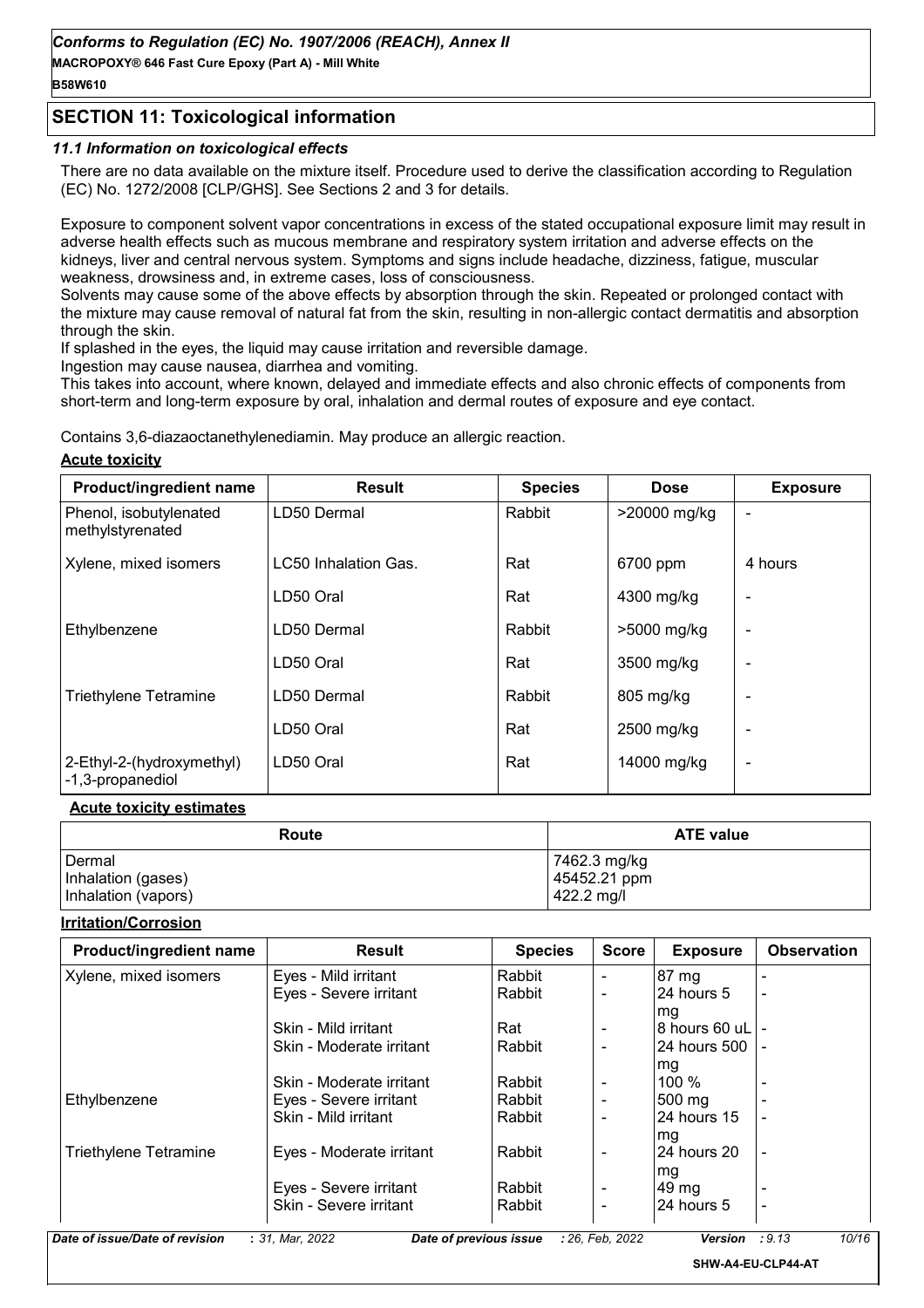## SECTION 11: Toxicological information

### *11.1 Information on toxicological effects*

There are no data available on the mixture itself. Procedure used to derive the classification according to Regulation (EC) No. 1272/2008 [CLP/GHS]. See Sections 2 and 3 for details.

Exposure to component solvent vapor concentrations in excess of the stated occupational exposure limit may result in adverse health effects such as mucous membrane and respiratory system irritation and adverse effects on the kidneys, liver and central nervous system. Symptoms and signs include headache, dizziness, fatigue, muscular weakness, drowsiness and, in extreme cases, loss of consciousness.
Solvents may cause some of the above effects by absorption through the skin. Repeated or prolonged contact with the mixture may cause removal of natural fat from the skin, resulting in non-allergic contact dermatitis and absorption through the skin.
If splashed in the eyes, the liquid may cause irritation and reversible damage.
Ingestion may cause nausea, diarrhea and vomiting.
This takes into account, where known, delayed and immediate effects and also chronic effects of components from short-term and long-term exposure by oral, inhalation and dermal routes of exposure and eye contact.

Contains 3,6-diazaoctanethylenediamin. May produce an allergic reaction.

**Acute toxicity**

| Product/ingredient name | Result | Species | Dose | Exposure |
|---|---|---|---|---|
| Phenol, isobutylenated methylstyrenated | LD50 Dermal | Rabbit | >20000 mg/kg | - |
| Xylene, mixed isomers | LC50 Inhalation Gas. | Rat | 6700 ppm | 4 hours |
| | LD50 Oral | Rat | 4300 mg/kg | - |
| Ethylbenzene | LD50 Dermal | Rabbit | >5000 mg/kg | - |
| | LD50 Oral | Rat | 3500 mg/kg | - |
| Triethylene Tetramine | LD50 Dermal | Rabbit | 805 mg/kg | - |
| | LD50 Oral | Rat | 2500 mg/kg | - |
| 2-Ethyl-2-(hydroxymethyl) -1,3-propanediol | LD50 Oral | Rat | 14000 mg/kg | - |

**Acute toxicity estimates**

| Route | ATE value |
|---|---|
| Dermal | 7462.3 mg/kg |
| Inhalation (gases) | 45452.21 ppm |
| Inhalation (vapors) | 422.2 mg/l |

**Irritation/Corrosion**

| Product/ingredient name | Result | Species | Score | Exposure | Observation |
|---|---|---|---|---|---|
| Xylene, mixed isomers | Eyes - Mild irritant | Rabbit | - | 87 mg | - |
| | Eyes - Severe irritant | Rabbit | - | 24 hours 5 mg | - |
| | Skin - Mild irritant | Rat | - | 8 hours 60 uL | - |
| | Skin - Moderate irritant | Rabbit | - | 24 hours 500 mg | - |
| | Skin - Moderate irritant | Rabbit | - | 100 % | - |
| Ethylbenzene | Eyes - Severe irritant | Rabbit | - | 500 mg | - |
| | Skin - Mild irritant | Rabbit | - | 24 hours 15 mg | - |
| Triethylene Tetramine | Eyes - Moderate irritant | Rabbit | - | 24 hours 20 mg | - |
| | Eyes - Severe irritant | Rabbit | - | 49 mg | - |
| | Skin - Severe irritant | Rabbit | - | 24 hours 5 | - |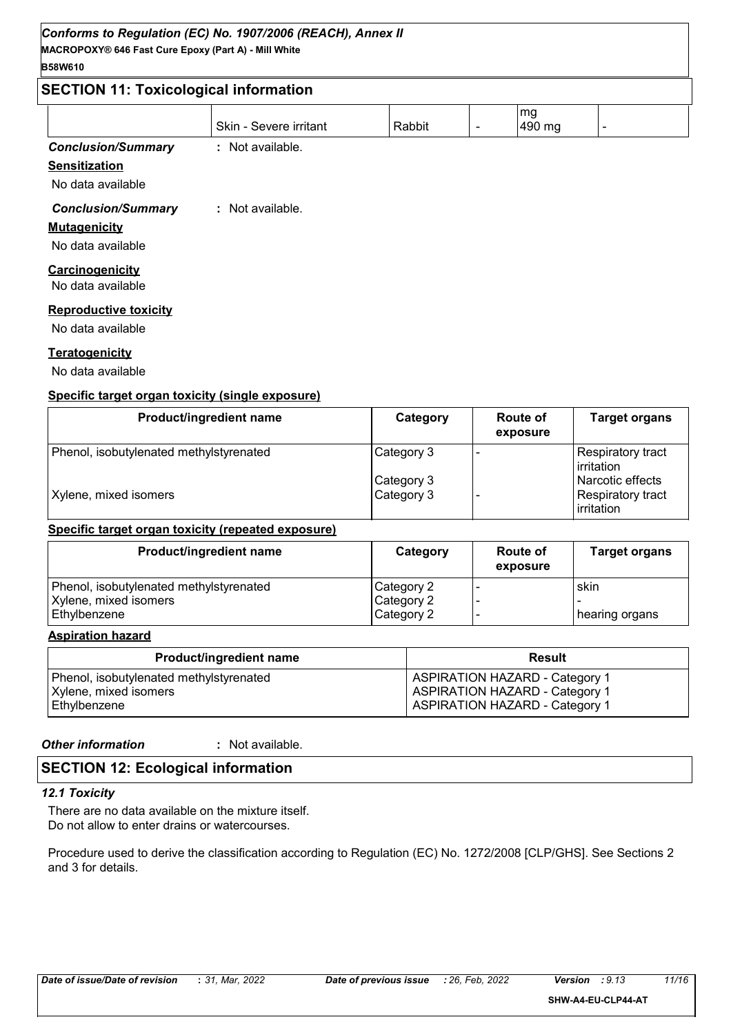## SECTION 11: Toxicological information

| | Skin - Severe irritant | Rabbit | - | mg<br>490 mg | - |
|---|---|---|---|---|---|

***Conclusion/Summary*** : Not available.

**Sensitization**

No data available

***Conclusion/Summary*** : Not available.

**Mutagenicity**

No data available

**Carcinogenicity**

No data available

**Reproductive toxicity**

No data available

**Teratogenicity**

No data available

**Specific target organ toxicity (single exposure)**

| Product/ingredient name | Category | Route of exposure | Target organs |
|---|---|---|---|
| Phenol, isobutylenated methylstyrenated | Category 3 | - | Respiratory tract irritation |
| | Category 3 | | Narcotic effects |
| Xylene, mixed isomers | Category 3 | - | Respiratory tract irritation |

**Specific target organ toxicity (repeated exposure)**

| Product/ingredient name | Category | Route of exposure | Target organs |
|---|---|---|---|
| Phenol, isobutylenated methylstyrenated | Category 2 | - | skin |
| Xylene, mixed isomers | Category 2 | - | - |
| Ethylbenzene | Category 2 | - | hearing organs |

**Aspiration hazard**

| Product/ingredient name | Result |
|---|---|
| Phenol, isobutylenated methylstyrenated | ASPIRATION HAZARD - Category 1 |
| Xylene, mixed isomers | ASPIRATION HAZARD - Category 1 |
| Ethylbenzene | ASPIRATION HAZARD - Category 1 |

***Other information*** : Not available.

## SECTION 12: Ecological information

***12.1 Toxicity***

There are no data available on the mixture itself.
Do not allow to enter drains or watercourses.

Procedure used to derive the classification according to Regulation (EC) No. 1272/2008 [CLP/GHS]. See Sections 2 and 3 for details.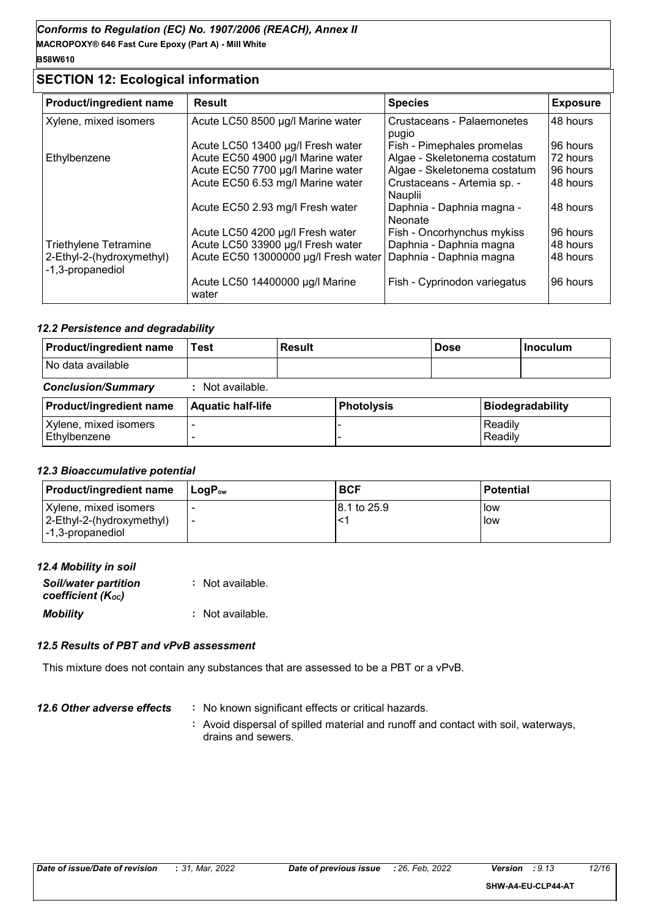## SECTION 12: Ecological information

| Product/ingredient name | Result | Species | Exposure |
|---|---|---|---|
| Xylene, mixed isomers | Acute LC50 8500 µg/l Marine water | Crustaceans - Palaemonetes pugio | 48 hours |
| | Acute LC50 13400 µg/l Fresh water | Fish - Pimephales promelas | 96 hours |
| Ethylbenzene | Acute EC50 4900 µg/l Marine water | Algae - Skeletonema costatum | 72 hours |
| | Acute EC50 7700 µg/l Marine water | Algae - Skeletonema costatum | 96 hours |
| | Acute EC50 6.53 mg/l Marine water | Crustaceans - Artemia sp. - Nauplii | 48 hours |
| | Acute EC50 2.93 mg/l Fresh water | Daphnia - Daphnia magna - Neonate | 48 hours |
| | Acute LC50 4200 µg/l Fresh water | Fish - Oncorhynchus mykiss | 96 hours |
| Triethylene Tetramine | Acute LC50 33900 µg/l Fresh water | Daphnia - Daphnia magna | 48 hours |
| 2-Ethyl-2-(hydroxymethyl)-1,3-propanediol | Acute EC50 13000000 µg/l Fresh water | Daphnia - Daphnia magna | 48 hours |
| | Acute LC50 14400000 µg/l Marine water | Fish - Cyprinodon variegatus | 96 hours |

### *12.2 Persistence and degradability*

| Product/ingredient name | Test | Result | Dose | Inoculum |
|---|---|---|---|---|
| No data available | | | | |

**Conclusion/Summary** : Not available.

| Product/ingredient name | Aquatic half-life | Photolysis | Biodegradability |
|---|---|---|---|
| Xylene, mixed isomers | - | - | Readily |
| Ethylbenzene | - | - | Readily |

### *12.3 Bioaccumulative potential*

| Product/ingredient name | $LogP_{ow}$ | BCF | Potential |
|---|---|---|---|
| Xylene, mixed isomers | - | 8.1 to 25.9 | low |
| 2-Ethyl-2-(hydroxymethyl)-1,3-propanediol | - | <1 | low |

### *12.4 Mobility in soil*

***Soil/water partition coefficient ($K_{oc}$)*** : Not available.

***Mobility*** : Not available.

### *12.5 Results of PBT and vPvB assessment*

This mixture does not contain any substances that are assessed to be a PBT or a vPvB.

***12.6 Other adverse effects*** : No known significant effects or critical hazards.

: Avoid dispersal of spilled material and runoff and contact with soil, waterways, drains and sewers.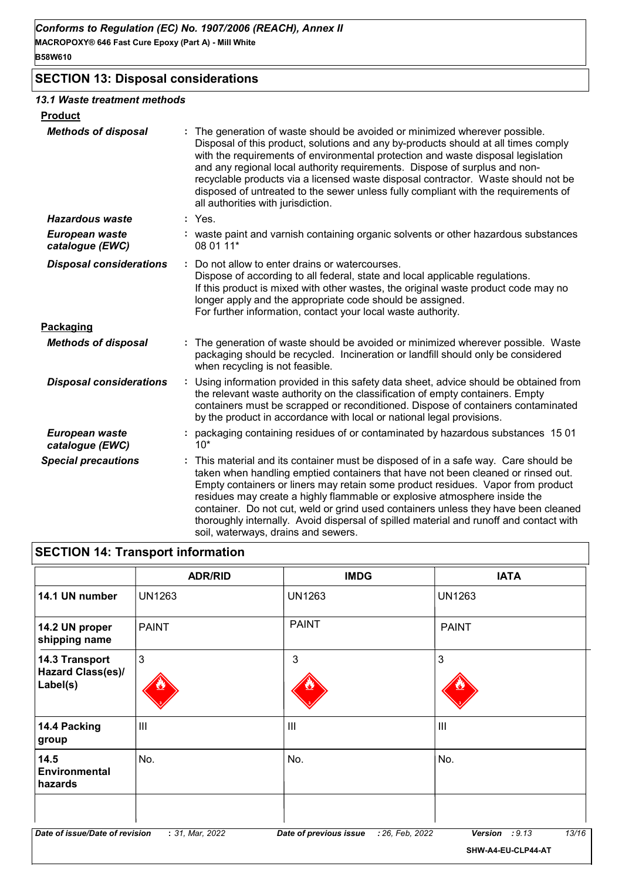## SECTION 13: Disposal considerations

### 13.1 Waste treatment methods

**Product**

| | |
|---|---|
| ***Methods of disposal*** | : The generation of waste should be avoided or minimized wherever possible. Disposal of this product, solutions and any by-products should at all times comply with the requirements of environmental protection and waste disposal legislation and any regional local authority requirements. Dispose of surplus and non-recyclable products via a licensed waste disposal contractor. Waste should not be disposed of untreated to the sewer unless fully compliant with the requirements of all authorities with jurisdiction. |
| ***Hazardous waste*** | : Yes. |
| ***European waste catalogue (EWC)*** | : waste paint and varnish containing organic solvents or other hazardous substances 08 01 11* |
| ***Disposal considerations*** | : Do not allow to enter drains or watercourses. Dispose of according to all federal, state and local applicable regulations. If this product is mixed with other wastes, the original waste product code may no longer apply and the appropriate code should be assigned. For further information, contact your local waste authority. |

**Packaging**

| | |
|---|---|
| ***Methods of disposal*** | : The generation of waste should be avoided or minimized wherever possible. Waste packaging should be recycled. Incineration or landfill should only be considered when recycling is not feasible. |
| ***Disposal considerations*** | : Using information provided in this safety data sheet, advice should be obtained from the relevant waste authority on the classification of empty containers. Empty containers must be scrapped or reconditioned. Dispose of containers contaminated by the product in accordance with local or national legal provisions. |
| ***European waste catalogue (EWC)*** | : packaging containing residues of or contaminated by hazardous substances 15 01 10* |
| ***Special precautions*** | : This material and its container must be disposed of in a safe way. Care should be taken when handling emptied containers that have not been cleaned or rinsed out. Empty containers or liners may retain some product residues. Vapor from product residues may create a highly flammable or explosive atmosphere inside the container. Do not cut, weld or grind used containers unless they have been cleaned thoroughly internally. Avoid dispersal of spilled material and runoff and contact with soil, waterways, drains and sewers. |

## SECTION 14: Transport information

| | ADR/RID | IMDG | IATA |
|---|---|---|---|
| **14.1 UN number** | UN1263 | UN1263 | UN1263 |
| **14.2 UN proper shipping name** | PAINT | PAINT | PAINT |
| **14.3 Transport Hazard Class(es)/ Label(s)** | 3 | 3 | 3 |
| **14.4 Packing group** | III | III | III |
| **14.5 Environmental hazards** | No. | No. | No. |
| | | | |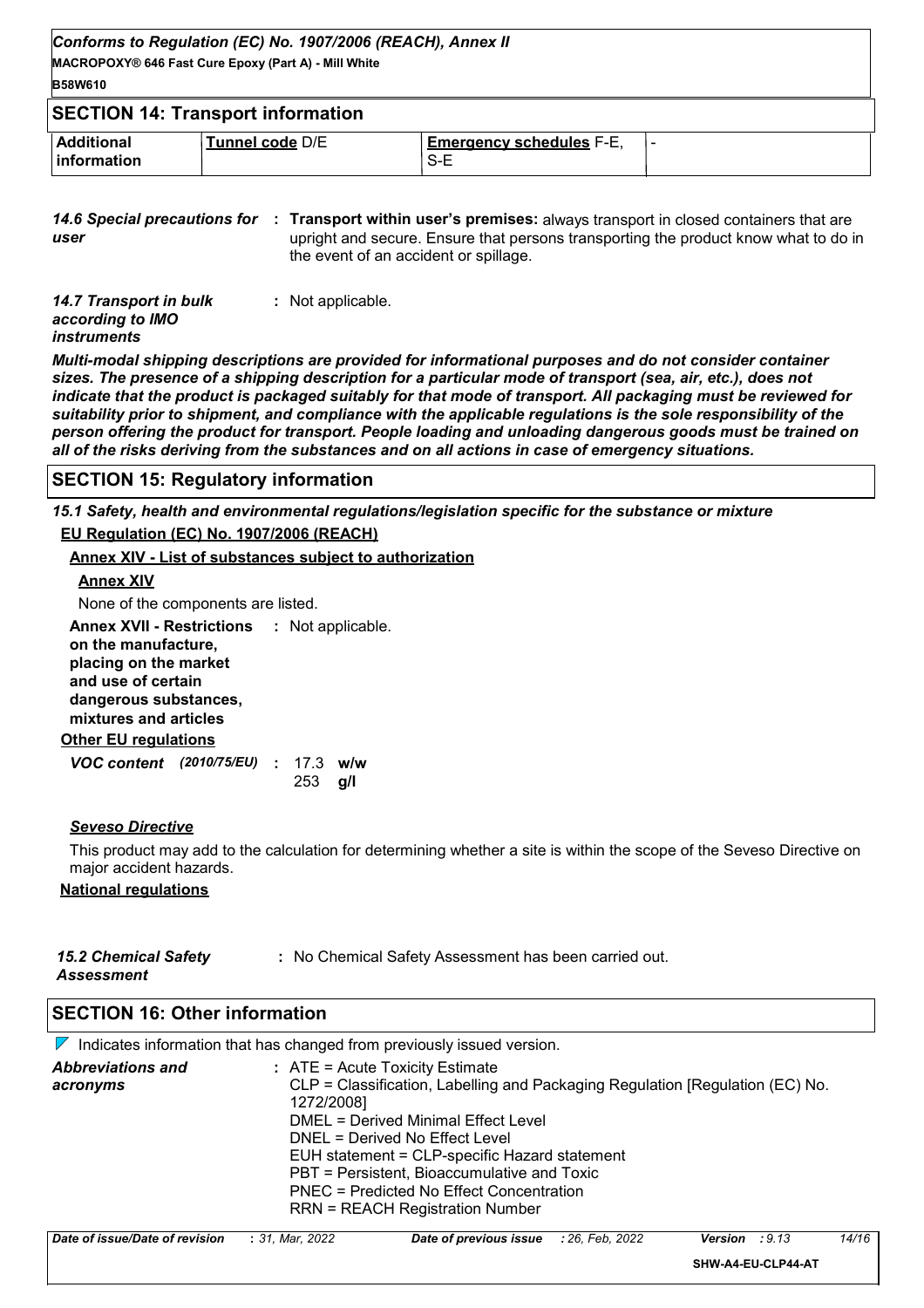## SECTION 14: Transport information

| Additional information | Tunnel code D/E | Emergency schedules F-E, S-E | - |
|---|---|---|---|

*14.6 Special precautions for user* : **Transport within user's premises:** always transport in closed containers that are upright and secure. Ensure that persons transporting the product know what to do in the event of an accident or spillage.

*14.7 Transport in bulk according to IMO instruments* : Not applicable.

***Multi-modal shipping descriptions are provided for informational purposes and do not consider container sizes. The presence of a shipping description for a particular mode of transport (sea, air, etc.), does not indicate that the product is packaged suitably for that mode of transport. All packaging must be reviewed for suitability prior to shipment, and compliance with the applicable regulations is the sole responsibility of the person offering the product for transport. People loading and unloading dangerous goods must be trained on all of the risks deriving from the substances and on all actions in case of emergency situations.***

## SECTION 15: Regulatory information

*15.1 Safety, health and environmental regulations/legislation specific for the substance or mixture*

**EU Regulation (EC) No. 1907/2006 (REACH)**

**Annex XIV - List of substances subject to authorization**

**Annex XIV**

None of the components are listed.

**Annex XVII - Restrictions on the manufacture, placing on the market and use of certain dangerous substances, mixtures and articles** : Not applicable.

**Other EU regulations**

***VOC content*** *(2010/75/EU)* : 17.3 **w/w**
253 **g/l**

***Seveso Directive***

This product may add to the calculation for determining whether a site is within the scope of the Seveso Directive on major accident hazards.

**National regulations**

*15.2 Chemical Safety Assessment* : No Chemical Safety Assessment has been carried out.

## SECTION 16: Other information

Indicates information that has changed from previously issued version.

*Abbreviations and acronyms* : ATE = Acute Toxicity Estimate
CLP = Classification, Labelling and Packaging Regulation [Regulation (EC) No. 1272/2008]
DMEL = Derived Minimal Effect Level
DNEL = Derived No Effect Level
EUH statement = CLP-specific Hazard statement
PBT = Persistent, Bioaccumulative and Toxic
PNEC = Predicted No Effect Concentration
RRN = REACH Registration Number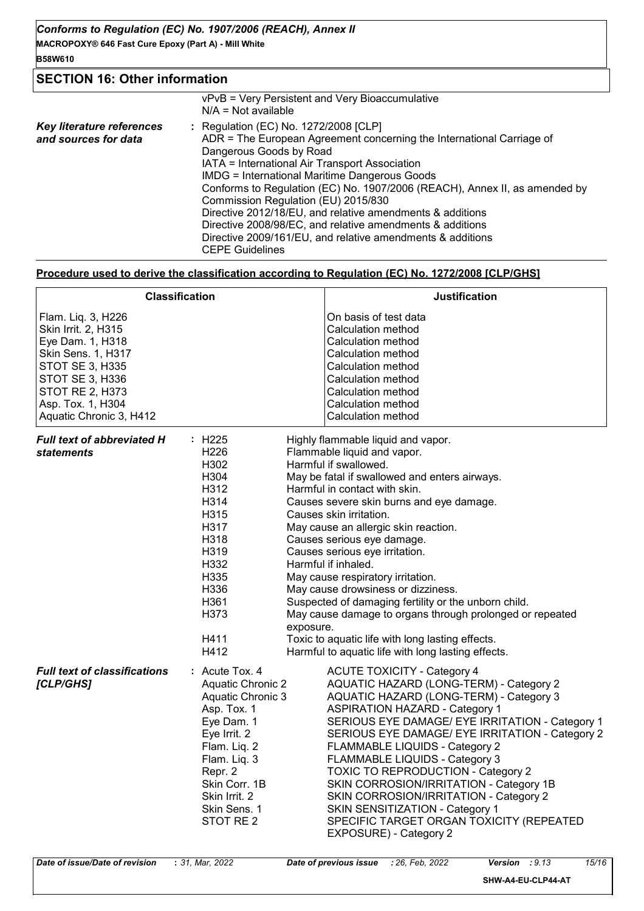## SECTION 16: Other information

vPvB = Very Persistent and Very Bioaccumulative
N/A = Not available

***Key literature references and sources for data*** : Regulation (EC) No. 1272/2008 [CLP]
ADR = The European Agreement concerning the International Carriage of Dangerous Goods by Road
IATA = International Air Transport Association
IMDG = International Maritime Dangerous Goods
Conforms to Regulation (EC) No. 1907/2006 (REACH), Annex II, as amended by Commission Regulation (EU) 2015/830
Directive 2012/18/EU, and relative amendments & additions
Directive 2008/98/EC, and relative amendments & additions
Directive 2009/161/EU, and relative amendments & additions
CEPE Guidelines

**Procedure used to derive the classification according to Regulation (EC) No. 1272/2008 [CLP/GHS]**

| Classification | Justification |
|---|---|
| Flam. Liq. 3, H226 | On basis of test data |
| Skin Irrit. 2, H315 | Calculation method |
| Eye Dam. 1, H318 | Calculation method |
| Skin Sens. 1, H317 | Calculation method |
| STOT SE 3, H335 | Calculation method |
| STOT SE 3, H336 | Calculation method |
| STOT RE 2, H373 | Calculation method |
| Asp. Tox. 1, H304 | Calculation method |
| Aquatic Chronic 3, H412 | Calculation method |

***Full text of abbreviated H statements*** :

| | |
|---|---|
| H225 | Highly flammable liquid and vapor. |
| H226 | Flammable liquid and vapor. |
| H302 | Harmful if swallowed. |
| H304 | May be fatal if swallowed and enters airways. |
| H312 | Harmful in contact with skin. |
| H314 | Causes severe skin burns and eye damage. |
| H315 | Causes skin irritation. |
| H317 | May cause an allergic skin reaction. |
| H318 | Causes serious eye damage. |
| H319 | Causes serious eye irritation. |
| H332 | Harmful if inhaled. |
| H335 | May cause respiratory irritation. |
| H336 | May cause drowsiness or dizziness. |
| H361 | Suspected of damaging fertility or the unborn child. |
| H373 | May cause damage to organs through prolonged or repeated exposure. |
| H411 | Toxic to aquatic life with long lasting effects. |
| H412 | Harmful to aquatic life with long lasting effects. |

***Full text of classifications [CLP/GHS]*** :

| | |
|---|---|
| Acute Tox. 4 | ACUTE TOXICITY - Category 4 |
| Aquatic Chronic 2 | AQUATIC HAZARD (LONG-TERM) - Category 2 |
| Aquatic Chronic 3 | AQUATIC HAZARD (LONG-TERM) - Category 3 |
| Asp. Tox. 1 | ASPIRATION HAZARD - Category 1 |
| Eye Dam. 1 | SERIOUS EYE DAMAGE/ EYE IRRITATION - Category 1 |
| Eye Irrit. 2 | SERIOUS EYE DAMAGE/ EYE IRRITATION - Category 2 |
| Flam. Liq. 2 | FLAMMABLE LIQUIDS - Category 2 |
| Flam. Liq. 3 | FLAMMABLE LIQUIDS - Category 3 |
| Repr. 2 | TOXIC TO REPRODUCTION - Category 2 |
| Skin Corr. 1B | SKIN CORROSION/IRRITATION - Category 1B |
| Skin Irrit. 2 | SKIN CORROSION/IRRITATION - Category 2 |
| Skin Sens. 1 | SKIN SENSITIZATION - Category 1 |
| STOT RE 2 | SPECIFIC TARGET ORGAN TOXICITY (REPEATED EXPOSURE) - Category 2 |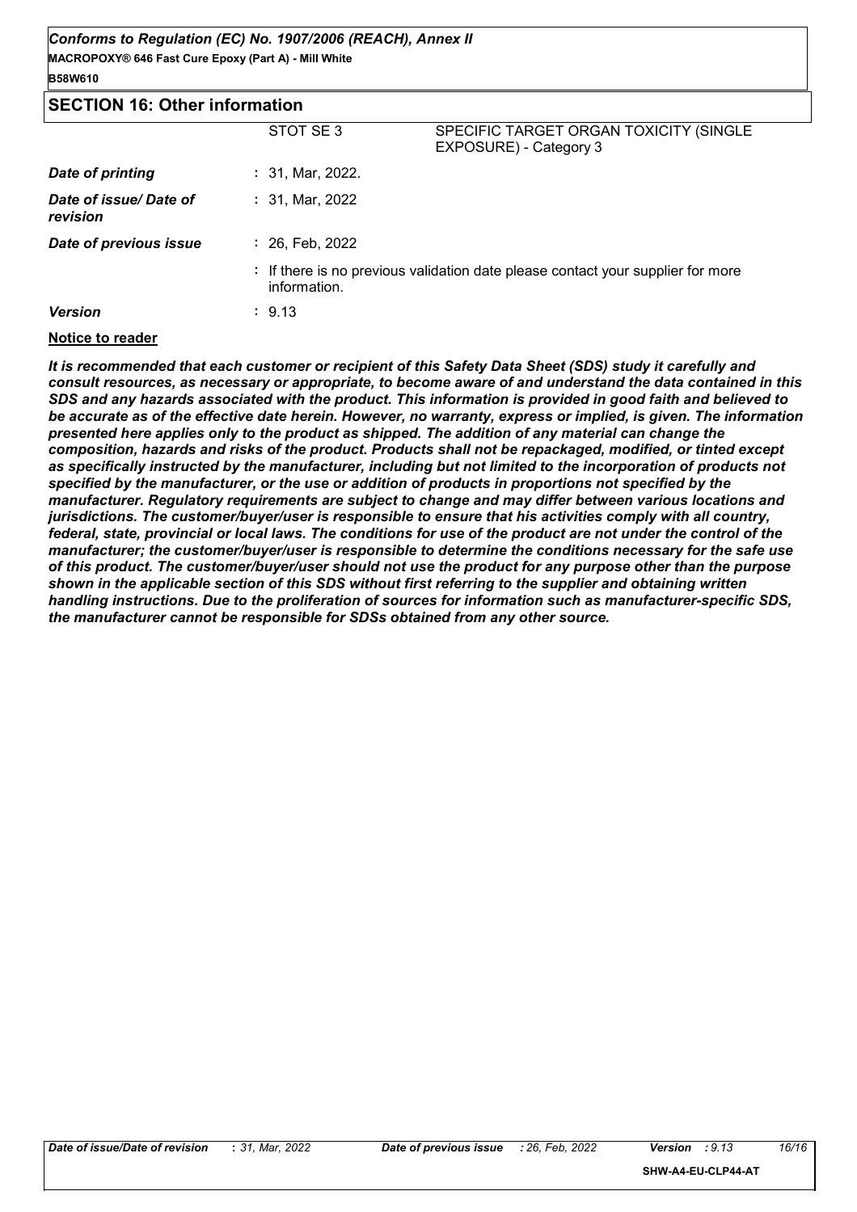## SECTION 16: Other information

| | | |
|---|---|---|
| | STOT SE 3 | SPECIFIC TARGET ORGAN TOXICITY (SINGLE EXPOSURE) - Category 3 |

| | |
|---|---|
| ***Date of printing*** | : 31, Mar, 2022. |
| ***Date of issue/ Date of revision*** | : 31, Mar, 2022 |
| ***Date of previous issue*** | : 26, Feb, 2022 |
| | : If there is no previous validation date please contact your supplier for more information. |
| ***Version*** | : 9.13 |

**Notice to reader**

***It is recommended that each customer or recipient of this Safety Data Sheet (SDS) study it carefully and consult resources, as necessary or appropriate, to become aware of and understand the data contained in this SDS and any hazards associated with the product. This information is provided in good faith and believed to be accurate as of the effective date herein. However, no warranty, express or implied, is given. The information presented here applies only to the product as shipped. The addition of any material can change the composition, hazards and risks of the product. Products shall not be repackaged, modified, or tinted except as specifically instructed by the manufacturer, including but not limited to the incorporation of products not specified by the manufacturer, or the use or addition of products in proportions not specified by the manufacturer. Regulatory requirements are subject to change and may differ between various locations and jurisdictions. The customer/buyer/user is responsible to ensure that his activities comply with all country, federal, state, provincial or local laws. The conditions for use of the product are not under the control of the manufacturer; the customer/buyer/user is responsible to determine the conditions necessary for the safe use of this product. The customer/buyer/user should not use the product for any purpose other than the purpose shown in the applicable section of this SDS without first referring to the supplier and obtaining written handling instructions. Due to the proliferation of sources for information such as manufacturer-specific SDS, the manufacturer cannot be responsible for SDSs obtained from any other source.***